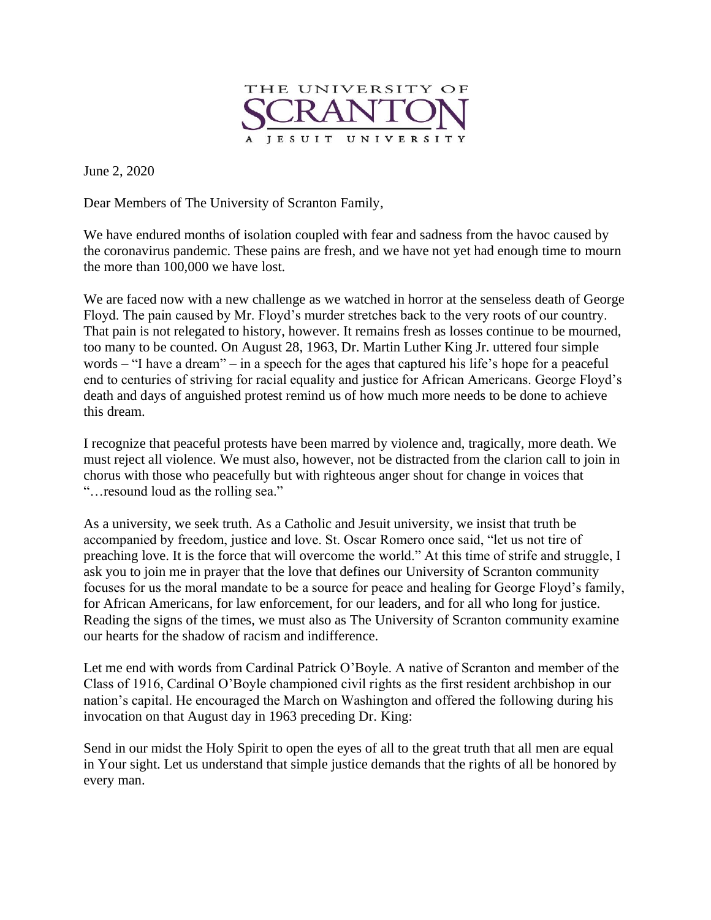THE UNIVERSITY OF
# SCRANTON
A JESUIT UNIVERSITY

June 2, 2020

Dear Members of The University of Scranton Family,

We have endured months of isolation coupled with fear and sadness from the havoc caused by the coronavirus pandemic. These pains are fresh, and we have not yet had enough time to mourn the more than 100,000 we have lost.

We are faced now with a new challenge as we watched in horror at the senseless death of George Floyd. The pain caused by Mr. Floyd's murder stretches back to the very roots of our country. That pain is not relegated to history, however. It remains fresh as losses continue to be mourned, too many to be counted. On August 28, 1963, Dr. Martin Luther King Jr. uttered four simple words – "I have a dream" – in a speech for the ages that captured his life's hope for a peaceful end to centuries of striving for racial equality and justice for African Americans. George Floyd's death and days of anguished protest remind us of how much more needs to be done to achieve this dream.

I recognize that peaceful protests have been marred by violence and, tragically, more death. We must reject all violence. We must also, however, not be distracted from the clarion call to join in chorus with those who peacefully but with righteous anger shout for change in voices that "…resound loud as the rolling sea."

As a university, we seek truth. As a Catholic and Jesuit university, we insist that truth be accompanied by freedom, justice and love. St. Oscar Romero once said, "let us not tire of preaching love. It is the force that will overcome the world." At this time of strife and struggle, I ask you to join me in prayer that the love that defines our University of Scranton community focuses for us the moral mandate to be a source for peace and healing for George Floyd's family, for African Americans, for law enforcement, for our leaders, and for all who long for justice. Reading the signs of the times, we must also as The University of Scranton community examine our hearts for the shadow of racism and indifference.

Let me end with words from Cardinal Patrick O'Boyle. A native of Scranton and member of the Class of 1916, Cardinal O'Boyle championed civil rights as the first resident archbishop in our nation's capital. He encouraged the March on Washington and offered the following during his invocation on that August day in 1963 preceding Dr. King:

Send in our midst the Holy Spirit to open the eyes of all to the great truth that all men are equal in Your sight. Let us understand that simple justice demands that the rights of all be honored by every man.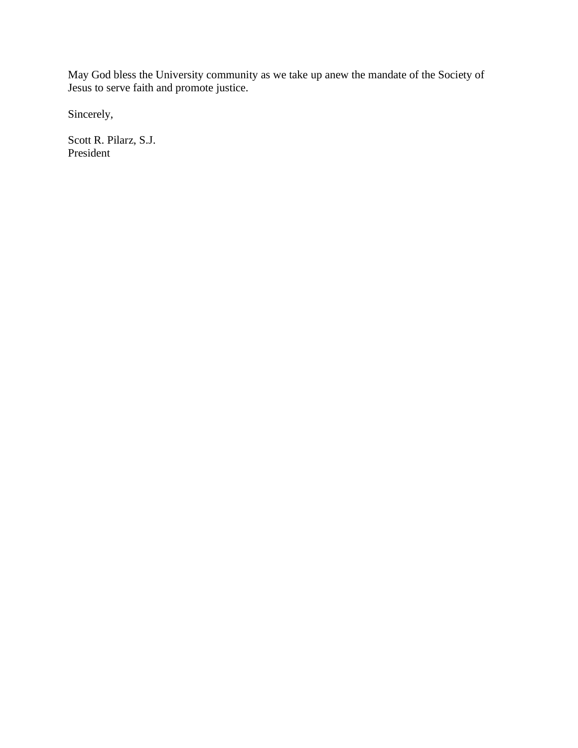May God bless the University community as we take up anew the mandate of the Society of Jesus to serve faith and promote justice.

Sincerely,

Scott R. Pilarz, S.J.
President